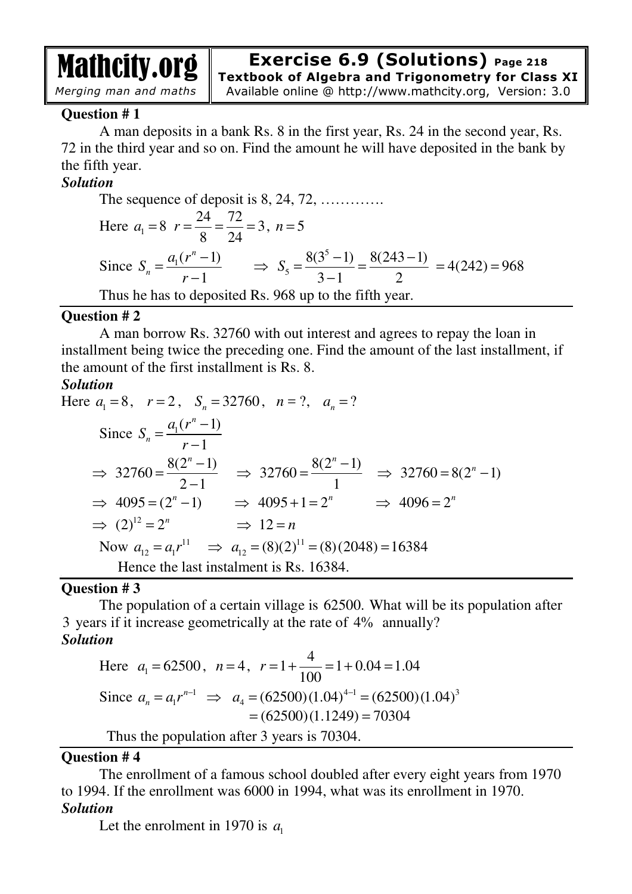# Exercise 6.9 (Solutions) Page 218

**Textbook of Algebra and Trigonometry for Class XI**

Available online @ http://www.mathcity.org, Version: 3.0

### Question # 1

A man deposits in a bank Rs. 8 in the first year, Rs. 24 in the second year, Rs. 72 in the third year and so on. Find the amount he will have deposited in the bank by the fifth year.

***Solution***

The sequence of deposit is 8, 24, 72, ………….

Here $a_1 = 8 \;\; r = \dfrac{24}{8} = \dfrac{72}{24} = 3, \; n = 5$

Since $S_n = \dfrac{a_1(r^n - 1)}{r - 1} \qquad \Rightarrow \; S_5 = \dfrac{8(3^5 - 1)}{3 - 1} = \dfrac{8(243 - 1)}{2} = 4(242) = 968$

Thus he has to deposited Rs. 968 up to the fifth year.

### Question # 2

A man borrow Rs. 32760 with out interest and agrees to repay the loan in installment being twice the preceding one. Find the amount of the last installment, if the amount of the first installment is Rs. 8.

***Solution***

Here $a_1 = 8, \quad r = 2, \quad S_n = 32760, \quad n = ?, \quad a_n = ?$

Since $S_n = \dfrac{a_1(r^n - 1)}{r - 1}$

$\Rightarrow \; 32760 = \dfrac{8(2^n - 1)}{2 - 1} \quad \Rightarrow \; 32760 = \dfrac{8(2^n - 1)}{1} \quad \Rightarrow \; 32760 = 8(2^n - 1)$

$\Rightarrow \; 4095 = (2^n - 1) \qquad \Rightarrow \; 4095 + 1 = 2^n \qquad \Rightarrow \; 4096 = 2^n$

$\Rightarrow \; (2)^{12} = 2^n \qquad \Rightarrow \; 12 = n$

Now $a_{12} = a_1 r^{11} \quad \Rightarrow \; a_{12} = (8)(2)^{11} = (8)(2048) = 16384$

Hence the last instalment is Rs. 16384.

### Question # 3

The population of a certain village is 62500. What will be its population after 3 years if it increase geometrically at the rate of 4% annually?

***Solution***

Here $a_1 = 62500, \; n = 4, \; r = 1 + \dfrac{4}{100} = 1 + 0.04 = 1.04$

Since $a_n = a_1 r^{n-1} \;\; \Rightarrow \;\; a_4 = (62500)(1.04)^{4-1} = (62500)(1.04)^3$
$= (62500)(1.1249) = 70304$

Thus the population after 3 years is 70304.

### Question # 4

The enrollment of a famous school doubled after every eight years from 1970 to 1994. If the enrollment was 6000 in 1994, what was its enrollment in 1970.

***Solution***

Let the enrolment in 1970 is $a_1$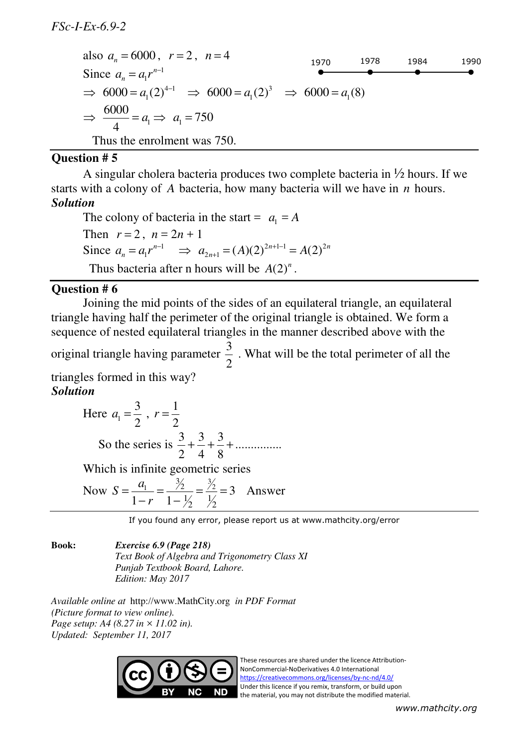also $a_n = 6000$, $r = 2$, $n = 4$

1970 1978 1984 1990

Since $a_n = a_1 r^{n-1}$

$\Rightarrow\ 6000 = a_1(2)^{4-1} \quad \Rightarrow\ 6000 = a_1(2)^3 \quad \Rightarrow\ 6000 = a_1(8)$

$\Rightarrow\ \dfrac{6000}{4} = a_1 \Rightarrow\ a_1 = 750$

Thus the enrolment was 750.

---

**Question # 5**

A singular cholera bacteria produces two complete bacteria in ½ hours. If we starts with a colony of $A$ bacteria, how many bacteria will we have in $n$ hours.

***Solution***

The colony of bacteria in the start = $a_1 = A$

Then $r = 2$, $n = 2n + 1$

Since $a_n = a_1 r^{n-1} \quad \Rightarrow\ a_{2n+1} = (A)(2)^{2n+1-1} = A(2)^{2n}$

Thus bacteria after n hours will be $A(2)^n$.

---

**Question # 6**

Joining the mid points of the sides of an equilateral triangle, an equilateral triangle having half the perimeter of the original triangle is obtained. We form a sequence of nested equilateral triangles in the manner described above with the original triangle having parameter $\dfrac{3}{2}$. What will be the total perimeter of all the triangles formed in this way?

***Solution***

Here $a_1 = \dfrac{3}{2}$, $r = \dfrac{1}{2}$

So the series is $\dfrac{3}{2} + \dfrac{3}{4} + \dfrac{3}{8} + \ldots\ldots\ldots\ldots\ldots$

Which is infinite geometric series

Now $S = \dfrac{a_1}{1-r} = \dfrac{3/2}{1-1/2} = \dfrac{3/2}{1/2} = 3$ Answer

---

If you found any error, please report us at www.mathcity.org/error

**Book:** *Exercise 6.9 (Page 218)*
*Text Book of Algebra and Trigonometry Class XI*
*Punjab Textbook Board, Lahore.*
*Edition: May 2017*

*Available online at* http://www.MathCity.org *in PDF Format*
*(Picture format to view online).*
*Page setup: A4 (8.27 in × 11.02 in).*
*Updated: September 11, 2017*

These resources are shared under the licence Attribution-NonCommercial-NoDerivatives 4.0 International
https://creativecommons.org/licenses/by-nc-nd/4.0/
Under this licence if you remix, transform, or build upon the material, you may not distribute the modified material.